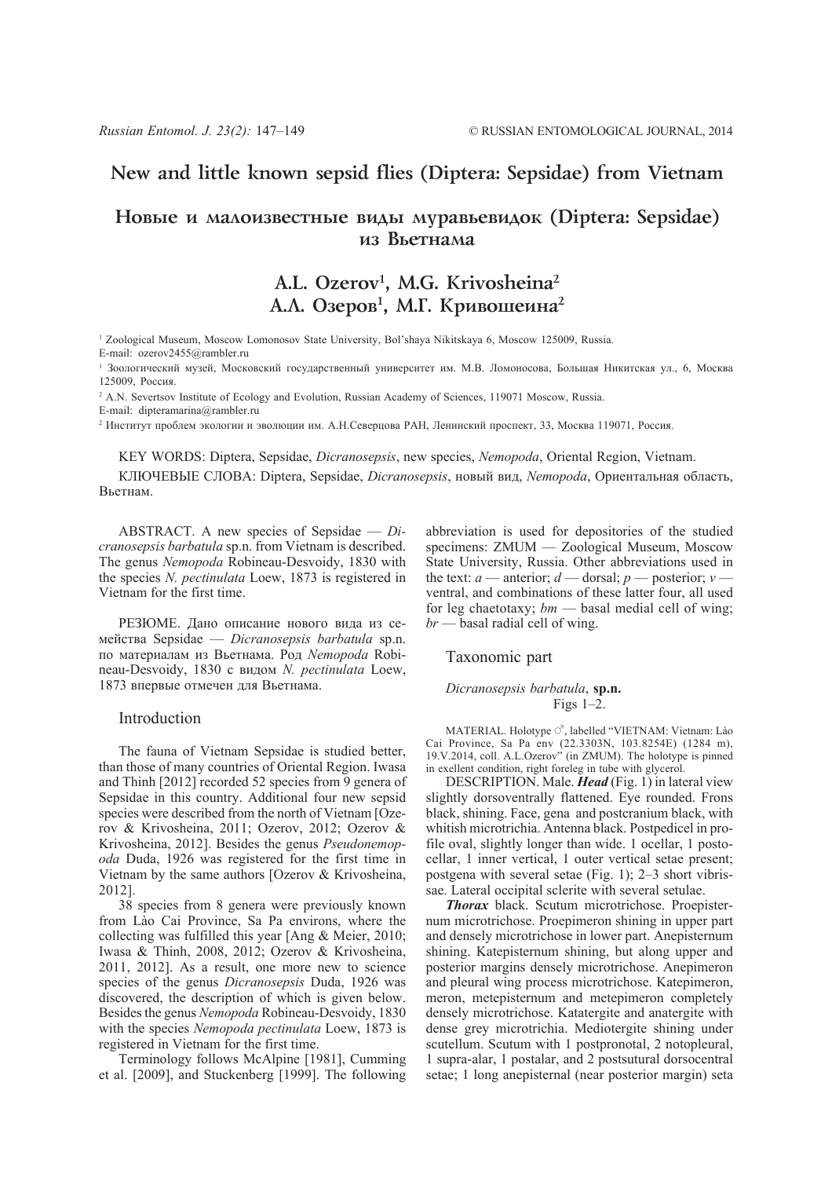# New and little known sepsid flies (Diptera: Sepsidae) from Vietnam

# Новые и малоизвестные виды муравьевидок (Diptera: Sepsidae) из Вьетнама

## A.L. Ozerov[1], M.G. Krivosheina[2]
## А.Л. Озеров[1], М.Г. Кривошеина[2]

[1] Zoological Museum, Moscow Lomonosov State University, Bol'shaya Nikitskaya 6, Moscow 125009, Russia.
E-mail: ozerov2455@rambler.ru

[1] Зоологический музей, Московский государственный университет им. М.В. Ломоносова, Большая Никитская ул., 6, Москва 125009, Россия.

[2] A.N. Severtsov Institute of Ecology and Evolution, Russian Academy of Sciences, 119071 Moscow, Russia.
E-mail: dipteramarina@rambler.ru

[2] Институт проблем экологии и эволюции им. А.Н.Северцова РАН, Ленинский проспект, 33, Москва 119071, Россия.

KEY WORDS: Diptera, Sepsidae, *Dicranosepsis*, new species, *Nemopoda*, Oriental Region, Vietnam.

КЛЮЧЕВЫЕ СЛОВА: Diptera, Sepsidae, *Dicranosepsis*, новый вид, *Nemopoda*, Ориентальная область, Вьетнам.

ABSTRACT. A new species of Sepsidae — *Dicranosepsis barbatula* sp.n. from Vietnam is described. The genus *Nemopoda* Robineau-Desvoidy, 1830 with the species *N. pectinulata* Loew, 1873 is registered in Vietnam for the first time.

РЕЗЮМЕ. Дано описание нового вида из семейства Sepsidae — *Dicranosepsis barbatula* sp.n. по материалам из Вьетнама. Род *Nemopoda* Robineau-Desvoidy, 1830 с видом *N. pectinulata* Loew, 1873 впервые отмечен для Вьетнама.

## Introduction

The fauna of Vietnam Sepsidae is studied better, than those of many countries of Oriental Region. Iwasa and Thinh [2012] recorded 52 species from 9 genera of Sepsidae in this country. Additional four new sepsid species were described from the north of Vietnam [Ozerov & Krivosheina, 2011; Ozerov, 2012; Ozerov & Krivosheina, 2012]. Besides the genus *Pseudonemopoda* Duda, 1926 was registered for the first time in Vietnam by the same authors [Ozerov & Krivosheina, 2012].

38 species from 8 genera were previously known from Lào Cai Province, Sa Pa environs, where the collecting was fulfilled this year [Ang & Meier, 2010; Iwasa & Thinh, 2008, 2012; Ozerov & Krivosheina, 2011, 2012]. As a result, one more new to science species of the genus *Dicranosepsis* Duda, 1926 was discovered, the description of which is given below. Besides the genus *Nemopoda* Robineau-Desvoidy, 1830 with the species *Nemopoda pectinulata* Loew, 1873 is registered in Vietnam for the first time.

Terminology follows McAlpine [1981], Cumming et al. [2009], and Stuckenberg [1999]. The following abbreviation is used for depositories of the studied specimens: ZMUM — Zoological Museum, Moscow State University, Russia. Other abbreviations used in the text: *a* — anterior; *d* — dorsal; *p* — posterior; *v* — ventral, and combinations of these latter four, all used for leg chaetotaxy; *bm* — basal medial cell of wing; *br* — basal radial cell of wing.

## Taxonomic part

### *Dicranosepsis barbatula*, sp.n.
Figs 1–2.

MATERIAL. Holotype ♂, labelled "VIETNAM: Vietnam: Lào Cai Province, Sa Pa env (22.3303N, 103.8254E) (1284 m), 19.V.2014, coll. A.L.Ozerov" (in ZMUM). The holotype is pinned in exellent condition, right foreleg in tube with glycerol.

DESCRIPTION. Male. ***Head*** (Fig. 1) in lateral view slightly dorsoventrally flattened. Eye rounded. Frons black, shining. Face, gena and postcranium black, with whitish microtrichia. Antenna black. Postpedicel in profile oval, slightly longer than wide. 1 ocellar, 1 postocellar, 1 inner vertical, 1 outer vertical setae present; postgena with several setae (Fig. 1); 2–3 short vibrissae. Lateral occipital sclerite with several setulae.

***Thorax*** black. Scutum microtrichose. Proepisternum microtrichose. Proepimeron shining in upper part and densely microtrichose in lower part. Anepisternum shining. Katepisternum shining, but along upper and posterior margins densely microtrichose. Anepimeron and pleural wing process microtrichose. Katepimeron, meron, metepisternum and metepimeron completely densely microtrichose. Katatergite and anatergite with dense grey microtrichia. Mediotergite shining under scutellum. Scutum with 1 postpronotal, 2 notopleural, 1 supra-alar, 1 postalar, and 2 postsutural dorsocentral setae; 1 long anepisternal (near posterior margin) seta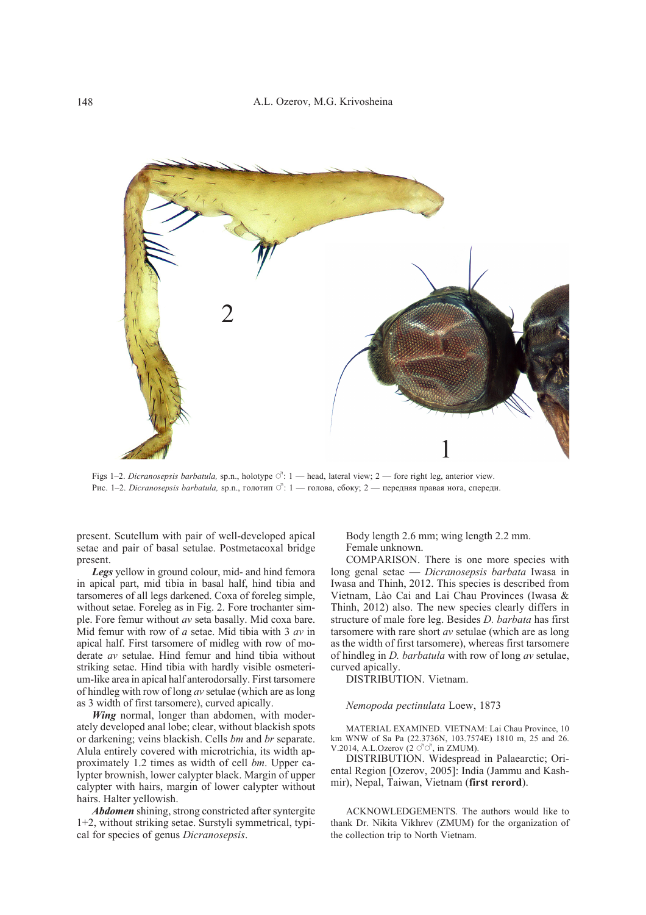Figs 1–2. *Dicranosepsis barbatula,* sp.n., holotype ♂: 1 — head, lateral view; 2 — fore right leg, anterior view.
Рис. 1–2. *Dicranosepsis barbatula,* sp.n., голотип ♂: 1 — голова, сбоку; 2 — передняя правая нога, спереди.

present. Scutellum with pair of well-developed apical setae and pair of basal setulae. Postmetacoxal bridge present.

***Legs*** yellow in ground colour, mid- and hind femora in apical part, mid tibia in basal half, hind tibia and tarsomeres of all legs darkened. Coxa of foreleg simple, without setae. Foreleg as in Fig. 2. Fore trochanter simple. Fore femur without *av* seta basally. Mid coxa bare. Mid femur with row of *a* setae. Mid tibia with 3 *av* in apical half. First tarsomere of midleg with row of moderate *av* setulae. Hind femur and hind tibia without striking setae. Hind tibia with hardly visible osmeterium-like area in apical half anterodorsally. First tarsomere of hindleg with row of long *av* setulae (which are as long as 3 width of first tarsomere), curved apically.

***Wing*** normal, longer than abdomen, with moderately developed anal lobe; clear, without blackish spots or darkening; veins blackish. Cells *bm* and *br* separate. Alula entirely covered with microtrichia, its width approximately 1.2 times as width of cell *bm*. Upper calypter brownish, lower calypter black. Margin of upper calypter with hairs, margin of lower calypter without hairs. Halter yellowish.

***Abdomen*** shining, strong constricted after syntergite 1+2, without striking setae. Surstyli symmetrical, typical for species of genus *Dicranosepsis*.

Body length 2.6 mm; wing length 2.2 mm.

Female unknown.

COMPARISON. There is one more species with long genal setae — *Dicranosepsis barbata* Iwasa in Iwasa and Thinh, 2012. This species is described from Vietnam, Lào Cai and Lai Chau Provinces (Iwasa & Thinh, 2012) also. The new species clearly differs in structure of male fore leg. Besides *D. barbata* has first tarsomere with rare short *av* setulae (which are as long as the width of first tarsomere), whereas first tarsomere of hindleg in *D. barbatula* with row of long *av* setulae, curved apically.

DISTRIBUTION. Vietnam.

*Nemopoda pectinulata* Loew, 1873

MATERIAL EXAMINED. VIETNAM: Lai Chau Province, 10 km WNW of Sa Pa (22.3736N, 103.7574E) 1810 m, 25 and 26. V.2014, A.L.Ozerov (2 ♂♂, in ZMUM).

DISTRIBUTION. Widespread in Palaearctic; Oriental Region [Ozerov, 2005]: India (Jammu and Kashmir), Nepal, Taiwan, Vietnam (**first rerord**).

ACKNOWLEDGEMENTS. The authors would like to thank Dr. Nikita Vikhrev (ZMUM) for the organization of the collection trip to North Vietnam.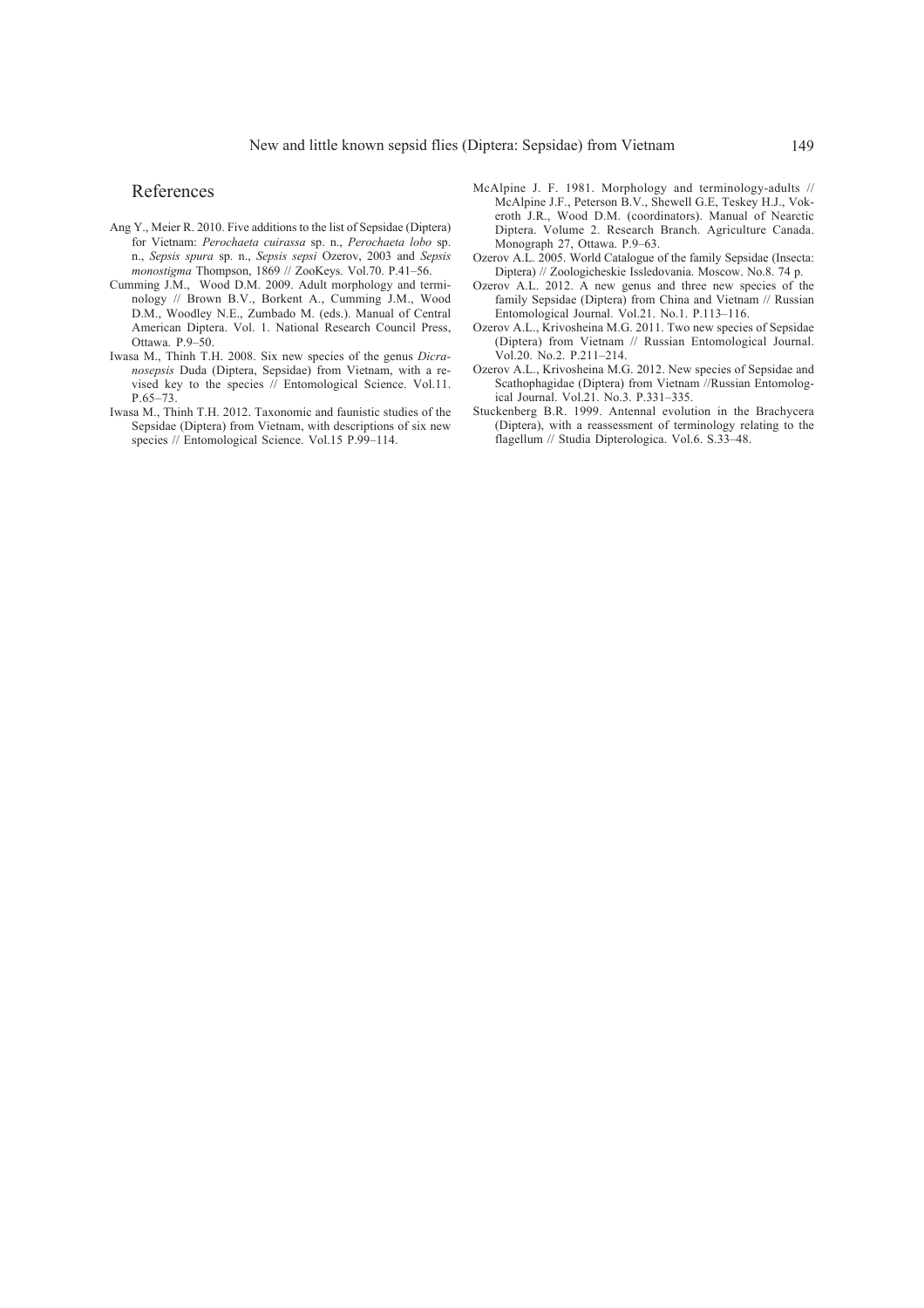## References

Ang Y., Meier R. 2010. Five additions to the list of Sepsidae (Diptera) for Vietnam: *Perochaeta cuirassa* sp. n., *Perochaeta lobo* sp. n., *Sepsis spura* sp. n., *Sepsis sepsi* Ozerov, 2003 and *Sepsis monostigma* Thompson, 1869 // ZooKeys. Vol.70. P.41–56.

Cumming J.M., Wood D.M. 2009. Adult morphology and terminology // Brown B.V., Borkent A., Cumming J.M., Wood D.M., Woodley N.E., Zumbado M. (eds.). Manual of Central American Diptera. Vol. 1. National Research Council Press, Ottawa. P.9–50.

Iwasa M., Thinh T.H. 2008. Six new species of the genus *Dicranosepsis* Duda (Diptera, Sepsidae) from Vietnam, with a revised key to the species // Entomological Science. Vol.11. P.65–73.

Iwasa M., Thinh T.H. 2012. Taxonomic and faunistic studies of the Sepsidae (Diptera) from Vietnam, with descriptions of six new species // Entomological Science. Vol.15 P.99–114.

McAlpine J. F. 1981. Morphology and terminology-adults // McAlpine J.F., Peterson B.V., Shewell G.E, Teskey H.J., Vockeroth J.R., Wood D.M. (coordinators). Manual of Nearctic Diptera. Volume 2. Research Branch. Agriculture Canada. Monograph 27, Ottawa. P.9–63.

Ozerov A.L. 2005. World Catalogue of the family Sepsidae (Insecta: Diptera) // Zoologicheskie Issledovania. Moscow. No.8. 74 p.

Ozerov A.L. 2012. A new genus and three new species of the family Sepsidae (Diptera) from China and Vietnam // Russian Entomological Journal. Vol.21. No.1. P.113–116.

Ozerov A.L., Krivosheina M.G. 2011. Two new species of Sepsidae (Diptera) from Vietnam // Russian Entomological Journal. Vol.20. No.2. P.211–214.

Ozerov A.L., Krivosheina M.G. 2012. New species of Sepsidae and Scathophagidae (Diptera) from Vietnam //Russian Entomological Journal. Vol.21. No.3. P.331–335.

Stuckenberg B.R. 1999. Antennal evolution in the Brachycera (Diptera), with a reassessment of terminology relating to the flagellum // Studia Dipterologica. Vol.6. S.33–48.